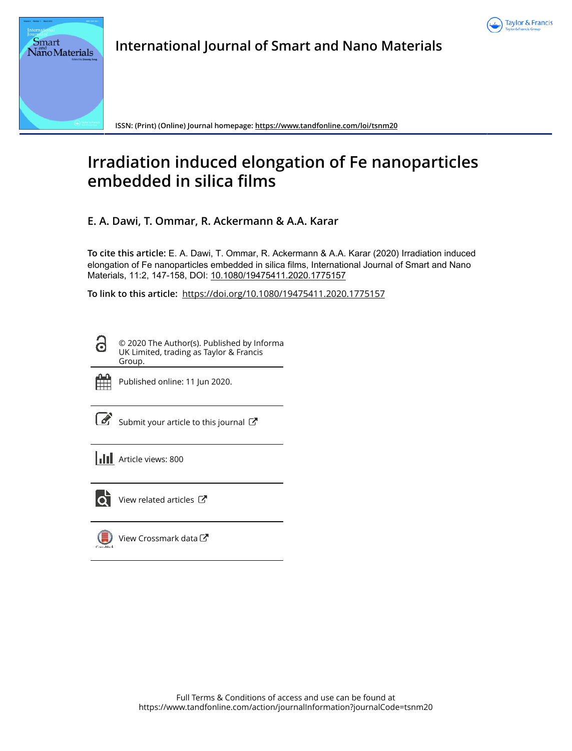International Journal of Smart and Nano Materials

ISSN: (Print) (Online) Journal homepage: https://www.tandfonline.com/loi/tsnm20

# Irradiation induced elongation of Fe nanoparticles embedded in silica films

**E. A. Dawi, T. Ommar, R. Ackermann & A.A. Karar**

**To cite this article:** E. A. Dawi, T. Ommar, R. Ackermann & A.A. Karar (2020) Irradiation induced elongation of Fe nanoparticles embedded in silica films, International Journal of Smart and Nano Materials, 11:2, 147-158, DOI: 10.1080/19475411.2020.1775157

**To link to this article:** https://doi.org/10.1080/19475411.2020.1775157

© 2020 The Author(s). Published by Informa UK Limited, trading as Taylor & Francis Group.

Published online: 11 Jun 2020.

Submit your article to this journal

Article views: 800

View related articles

View Crossmark data

Full Terms & Conditions of access and use can be found at https://www.tandfonline.com/action/journalInformation?journalCode=tsnm20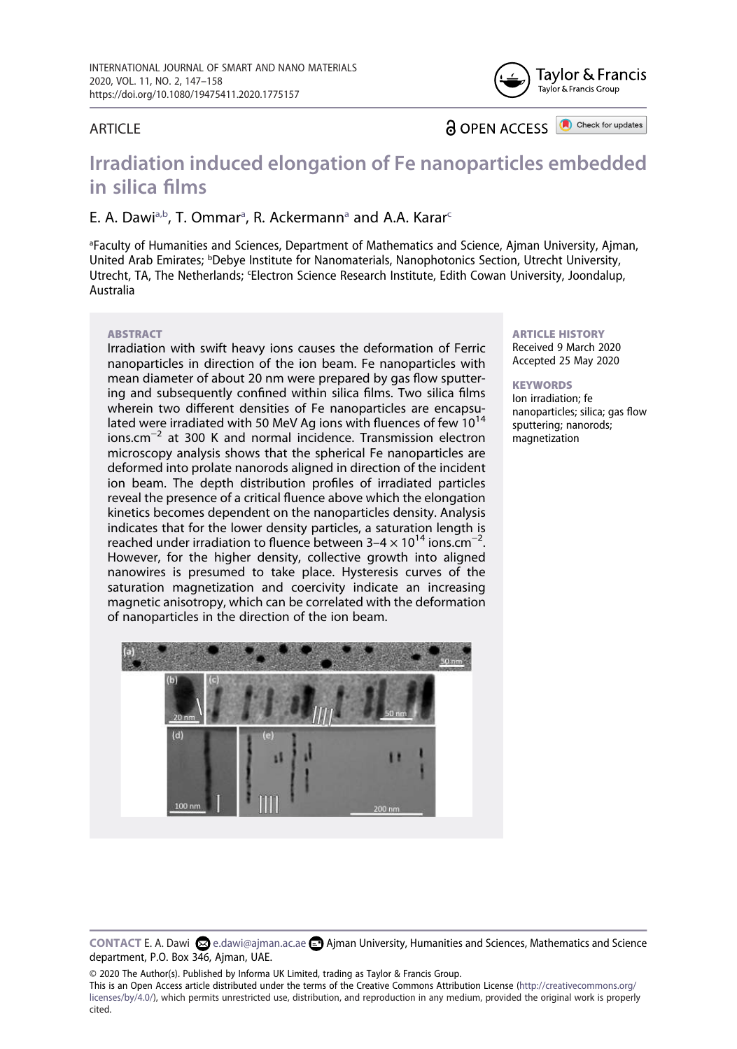ARTICLE

OPEN ACCESS

# Irradiation induced elongation of Fe nanoparticles embedded in silica films

E. A. Dawi[a,b], T. Ommar[a], R. Ackermann[a] and A.A. Karar[c]

[a]Faculty of Humanities and Sciences, Department of Mathematics and Science, Ajman University, Ajman, United Arab Emirates; [b]Debye Institute for Nanomaterials, Nanophotonics Section, Utrecht University, Utrecht, TA, The Netherlands; [c]Electron Science Research Institute, Edith Cowan University, Joondalup, Australia

## ABSTRACT

Irradiation with swift heavy ions causes the deformation of Ferric nanoparticles in direction of the ion beam. Fe nanoparticles with mean diameter of about 20 nm were prepared by gas flow sputtering and subsequently confined within silica films. Two silica films wherein two different densities of Fe nanoparticles are encapsulated were irradiated with 50 MeV Ag ions with fluences of few $10^{14}$ ions.cm$^{-2}$ at 300 K and normal incidence. Transmission electron microscopy analysis shows that the spherical Fe nanoparticles are deformed into prolate nanorods aligned in direction of the incident ion beam. The depth distribution profiles of irradiated particles reveal the presence of a critical fluence above which the elongation kinetics becomes dependent on the nanoparticles density. Analysis indicates that for the lower density particles, a saturation length is reached under irradiation to fluence between $3–4 \times 10^{14}$ ions.cm$^{-2}$. However, for the higher density, collective growth into aligned nanowires is presumed to take place. Hysteresis curves of the saturation magnetization and coercivity indicate an increasing magnetic anisotropy, which can be correlated with the deformation of nanoparticles in the direction of the ion beam.

## ARTICLE HISTORY

Received 9 March 2020
Accepted 25 May 2020

## KEYWORDS

Ion irradiation; fe nanoparticles; silica; gas flow sputtering; nanorods; magnetization

**CONTACT** E. A. Dawi e.dawi@ajman.ac.ae Ajman University, Humanities and Sciences, Mathematics and Science department, P.O. Box 346, Ajman, UAE.

© 2020 The Author(s). Published by Informa UK Limited, trading as Taylor & Francis Group.
This is an Open Access article distributed under the terms of the Creative Commons Attribution License (http://creativecommons.org/licenses/by/4.0/), which permits unrestricted use, distribution, and reproduction in any medium, provided the original work is properly cited.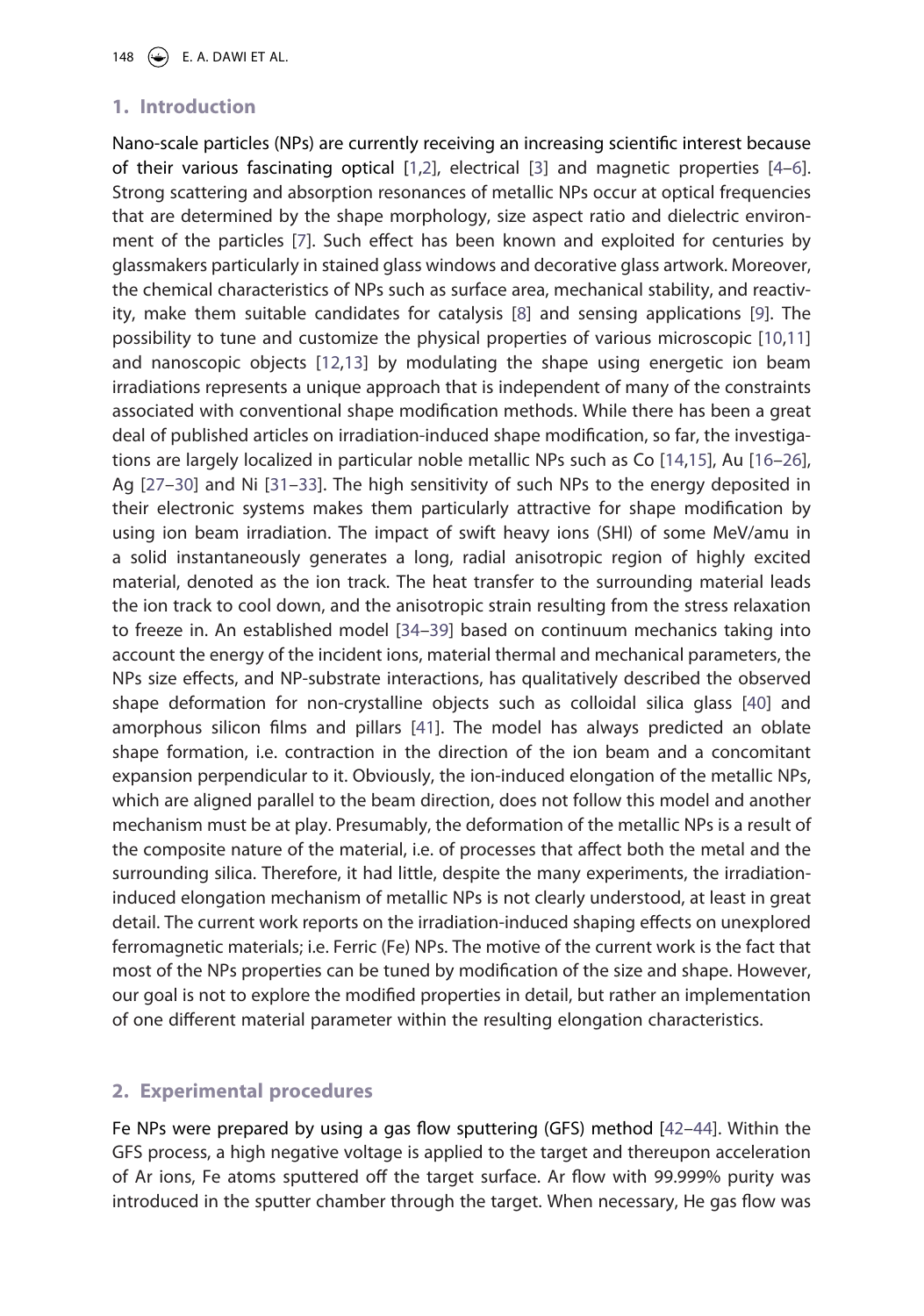## 1. Introduction

Nano-scale particles (NPs) are currently receiving an increasing scientific interest because of their various fascinating optical [1,2], electrical [3] and magnetic properties [4–6]. Strong scattering and absorption resonances of metallic NPs occur at optical frequencies that are determined by the shape morphology, size aspect ratio and dielectric environment of the particles [7]. Such effect has been known and exploited for centuries by glassmakers particularly in stained glass windows and decorative glass artwork. Moreover, the chemical characteristics of NPs such as surface area, mechanical stability, and reactivity, make them suitable candidates for catalysis [8] and sensing applications [9]. The possibility to tune and customize the physical properties of various microscopic [10,11] and nanoscopic objects [12,13] by modulating the shape using energetic ion beam irradiations represents a unique approach that is independent of many of the constraints associated with conventional shape modification methods. While there has been a great deal of published articles on irradiation-induced shape modification, so far, the investigations are largely localized in particular noble metallic NPs such as Co [14,15], Au [16–26], Ag [27–30] and Ni [31–33]. The high sensitivity of such NPs to the energy deposited in their electronic systems makes them particularly attractive for shape modification by using ion beam irradiation. The impact of swift heavy ions (SHI) of some MeV/amu in a solid instantaneously generates a long, radial anisotropic region of highly excited material, denoted as the ion track. The heat transfer to the surrounding material leads the ion track to cool down, and the anisotropic strain resulting from the stress relaxation to freeze in. An established model [34–39] based on continuum mechanics taking into account the energy of the incident ions, material thermal and mechanical parameters, the NPs size effects, and NP-substrate interactions, has qualitatively described the observed shape deformation for non-crystalline objects such as colloidal silica glass [40] and amorphous silicon films and pillars [41]. The model has always predicted an oblate shape formation, i.e. contraction in the direction of the ion beam and a concomitant expansion perpendicular to it. Obviously, the ion-induced elongation of the metallic NPs, which are aligned parallel to the beam direction, does not follow this model and another mechanism must be at play. Presumably, the deformation of the metallic NPs is a result of the composite nature of the material, i.e. of processes that affect both the metal and the surrounding silica. Therefore, it had little, despite the many experiments, the irradiation-induced elongation mechanism of metallic NPs is not clearly understood, at least in great detail. The current work reports on the irradiation-induced shaping effects on unexplored ferromagnetic materials; i.e. Ferric (Fe) NPs. The motive of the current work is the fact that most of the NPs properties can be tuned by modification of the size and shape. However, our goal is not to explore the modified properties in detail, but rather an implementation of one different material parameter within the resulting elongation characteristics.

## 2. Experimental procedures

Fe NPs were prepared by using a gas flow sputtering (GFS) method [42–44]. Within the GFS process, a high negative voltage is applied to the target and thereupon acceleration of Ar ions, Fe atoms sputtered off the target surface. Ar flow with 99.999% purity was introduced in the sputter chamber through the target. When necessary, He gas flow was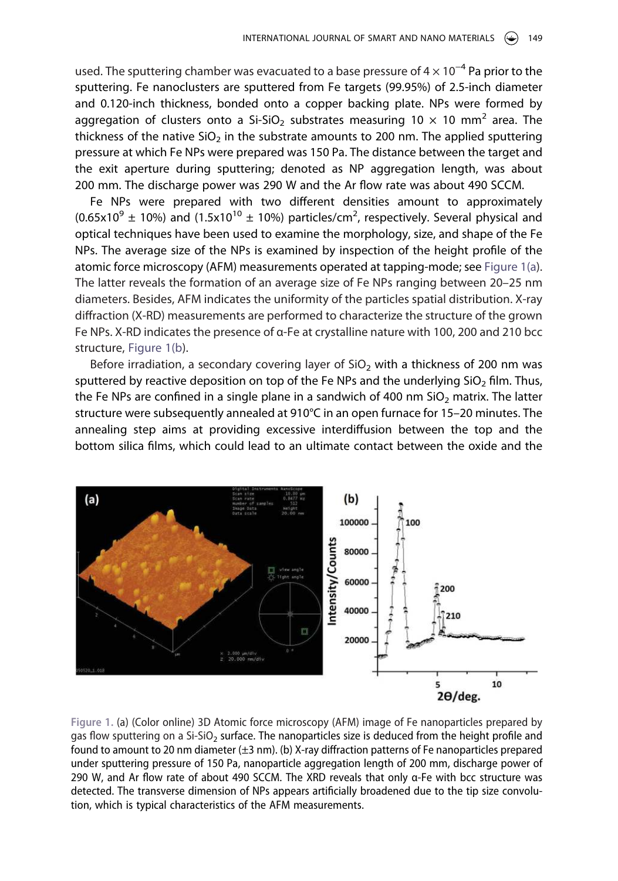used. The sputtering chamber was evacuated to a base pressure of $4 \times 10^{-4}$ Pa prior to the sputtering. Fe nanoclusters are sputtered from Fe targets (99.95%) of 2.5-inch diameter and 0.120-inch thickness, bonded onto a copper backing plate. NPs were formed by aggregation of clusters onto a Si-$SiO_2$ substrates measuring $10 \times 10$ $mm^2$ area. The thickness of the native $SiO_2$ in the substrate amounts to 200 nm. The applied sputtering pressure at which Fe NPs were prepared was 150 Pa. The distance between the target and the exit aperture during sputtering; denoted as NP aggregation length, was about 200 mm. The discharge power was 290 W and the Ar flow rate was about 490 SCCM.

Fe NPs were prepared with two different densities amount to approximately ($0.65 \times 10^9 \pm 10\%$) and ($1.5 \times 10^{10} \pm 10\%$) particles/$cm^2$, respectively. Several physical and optical techniques have been used to examine the morphology, size, and shape of the Fe NPs. The average size of the NPs is examined by inspection of the height profile of the atomic force microscopy (AFM) measurements operated at tapping-mode; see Figure 1(a). The latter reveals the formation of an average size of Fe NPs ranging between 20–25 nm diameters. Besides, AFM indicates the uniformity of the particles spatial distribution. X-ray diffraction (X-RD) measurements are performed to characterize the structure of the grown Fe NPs. X-RD indicates the presence of α-Fe at crystalline nature with 100, 200 and 210 bcc structure, Figure 1(b).

Before irradiation, a secondary covering layer of $SiO_2$ with a thickness of 200 nm was sputtered by reactive deposition on top of the Fe NPs and the underlying $SiO_2$ film. Thus, the Fe NPs are confined in a single plane in a sandwich of 400 nm $SiO_2$ matrix. The latter structure were subsequently annealed at 910°C in an open furnace for 15–20 minutes. The annealing step aims at providing excessive interdiffusion between the top and the bottom silica films, which could lead to an ultimate contact between the oxide and the

**Figure 1.** (a) (Color online) 3D Atomic force microscopy (AFM) image of Fe nanoparticles prepared by gas flow sputtering on a Si-$SiO_2$ surface. The nanoparticles size is deduced from the height profile and found to amount to 20 nm diameter (±3 nm). (b) X-ray diffraction patterns of Fe nanoparticles prepared under sputtering pressure of 150 Pa, nanoparticle aggregation length of 200 mm, discharge power of 290 W, and Ar flow rate of about 490 SCCM. The XRD reveals that only α-Fe with bcc structure was detected. The transverse dimension of NPs appears artificially broadened due to the tip size convolution, which is typical characteristics of the AFM measurements.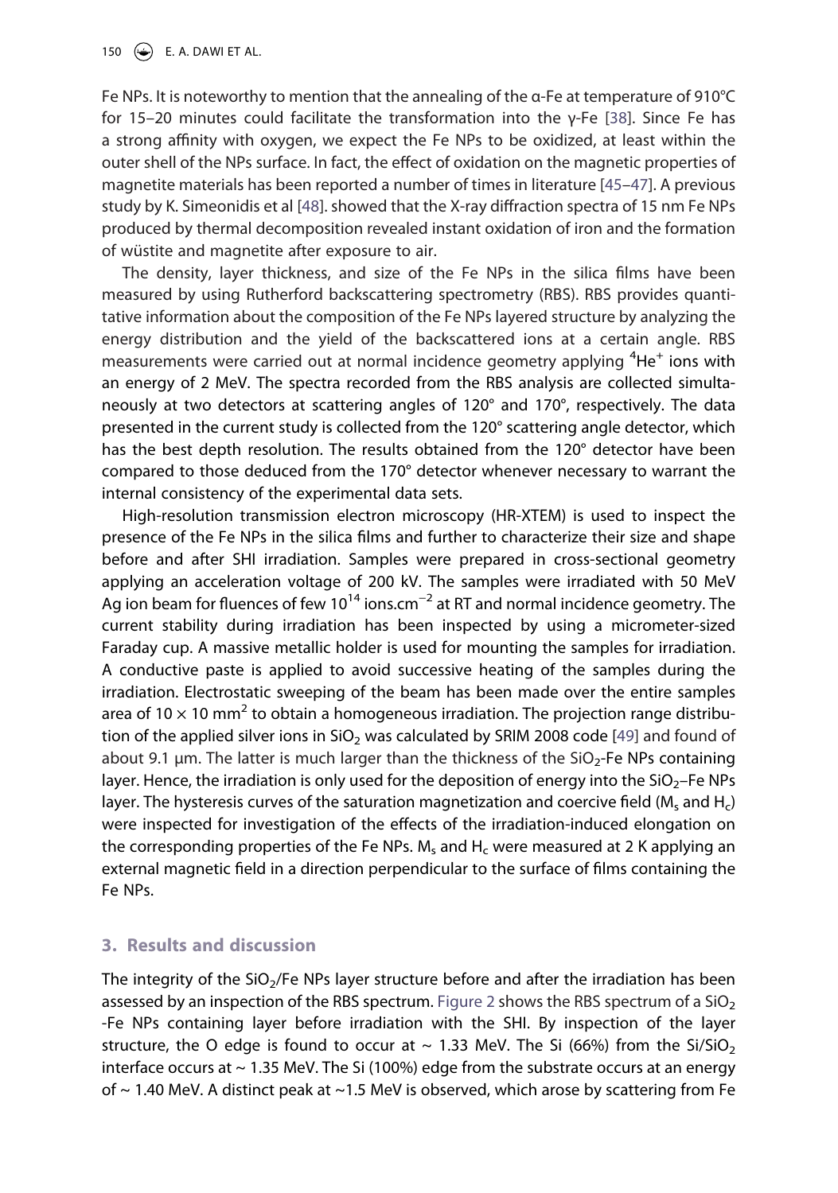Fe NPs. It is noteworthy to mention that the annealing of the α-Fe at temperature of 910°C for 15–20 minutes could facilitate the transformation into the γ-Fe [38]. Since Fe has a strong affinity with oxygen, we expect the Fe NPs to be oxidized, at least within the outer shell of the NPs surface. In fact, the effect of oxidation on the magnetic properties of magnetite materials has been reported a number of times in literature [45–47]. A previous study by K. Simeonidis et al [48]. showed that the X-ray diffraction spectra of 15 nm Fe NPs produced by thermal decomposition revealed instant oxidation of iron and the formation of wüstite and magnetite after exposure to air.

The density, layer thickness, and size of the Fe NPs in the silica films have been measured by using Rutherford backscattering spectrometry (RBS). RBS provides quantitative information about the composition of the Fe NPs layered structure by analyzing the energy distribution and the yield of the backscattered ions at a certain angle. RBS measurements were carried out at normal incidence geometry applying $^{4}He^{+}$ ions with an energy of 2 MeV. The spectra recorded from the RBS analysis are collected simultaneously at two detectors at scattering angles of 120° and 170°, respectively. The data presented in the current study is collected from the 120° scattering angle detector, which has the best depth resolution. The results obtained from the 120° detector have been compared to those deduced from the 170° detector whenever necessary to warrant the internal consistency of the experimental data sets.

High-resolution transmission electron microscopy (HR-XTEM) is used to inspect the presence of the Fe NPs in the silica films and further to characterize their size and shape before and after SHI irradiation. Samples were prepared in cross-sectional geometry applying an acceleration voltage of 200 kV. The samples were irradiated with 50 MeV Ag ion beam for fluences of few $10^{14}$ ions.cm$^{-2}$ at RT and normal incidence geometry. The current stability during irradiation has been inspected by using a micrometer-sized Faraday cup. A massive metallic holder is used for mounting the samples for irradiation. A conductive paste is applied to avoid successive heating of the samples during the irradiation. Electrostatic sweeping of the beam has been made over the entire samples area of $10 \times 10$ mm$^2$ to obtain a homogeneous irradiation. The projection range distribution of the applied silver ions in $SiO_2$ was calculated by SRIM 2008 code [49] and found of about 9.1 µm. The latter is much larger than the thickness of the $SiO_2$-Fe NPs containing layer. Hence, the irradiation is only used for the deposition of energy into the $SiO_2$–Fe NPs layer. The hysteresis curves of the saturation magnetization and coercive field ($M_s$ and $H_c$) were inspected for investigation of the effects of the irradiation-induced elongation on the corresponding properties of the Fe NPs. $M_s$ and $H_c$ were measured at 2 K applying an external magnetic field in a direction perpendicular to the surface of films containing the Fe NPs.

## 3. Results and discussion

The integrity of the $SiO_2$/Fe NPs layer structure before and after the irradiation has been assessed by an inspection of the RBS spectrum. Figure 2 shows the RBS spectrum of a $SiO_2$ -Fe NPs containing layer before irradiation with the SHI. By inspection of the layer structure, the O edge is found to occur at ~ 1.33 MeV. The Si (66%) from the Si/$SiO_2$ interface occurs at ~ 1.35 MeV. The Si (100%) edge from the substrate occurs at an energy of ~ 1.40 MeV. A distinct peak at ~1.5 MeV is observed, which arose by scattering from Fe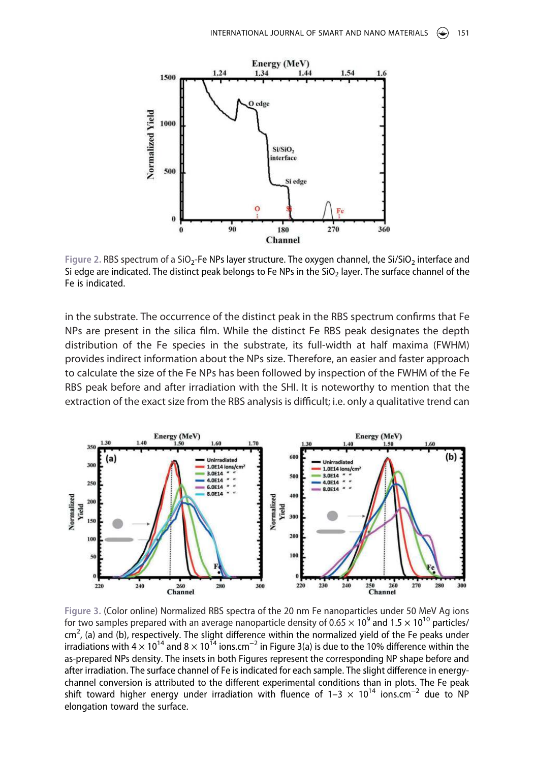Figure 2. RBS spectrum of a $SiO_2$-Fe NPs layer structure. The oxygen channel, the $Si/SiO_2$ interface and Si edge are indicated. The distinct peak belongs to Fe NPs in the $SiO_2$ layer. The surface channel of the Fe is indicated.

in the substrate. The occurrence of the distinct peak in the RBS spectrum confirms that Fe NPs are present in the silica film. While the distinct Fe RBS peak designates the depth distribution of the Fe species in the substrate, its full-width at half maxima (FWHM) provides indirect information about the NPs size. Therefore, an easier and faster approach to calculate the size of the Fe NPs has been followed by inspection of the FWHM of the Fe RBS peak before and after irradiation with the SHI. It is noteworthy to mention that the extraction of the exact size from the RBS analysis is difficult; i.e. only a qualitative trend can

Figure 3. (Color online) Normalized RBS spectra of the 20 nm Fe nanoparticles under 50 MeV Ag ions for two samples prepared with an average nanoparticle density of $0.65 \times 10^9$ and $1.5 \times 10^{10}$ particles/cm$^2$, (a) and (b), respectively. The slight difference within the normalized yield of the Fe peaks under irradiations with $4 \times 10^{14}$ and $8 \times 10^{14}$ ions.cm$^{-2}$ in Figure 3(a) is due to the 10% difference within the as-prepared NPs density. The insets in both Figures represent the corresponding NP shape before and after irradiation. The surface channel of Fe is indicated for each sample. The slight difference in energy-channel conversion is attributed to the different experimental conditions than in plots. The Fe peak shift toward higher energy under irradiation with fluence of 1–3 $\times$ $10^{14}$ ions.cm$^{-2}$ due to NP elongation toward the surface.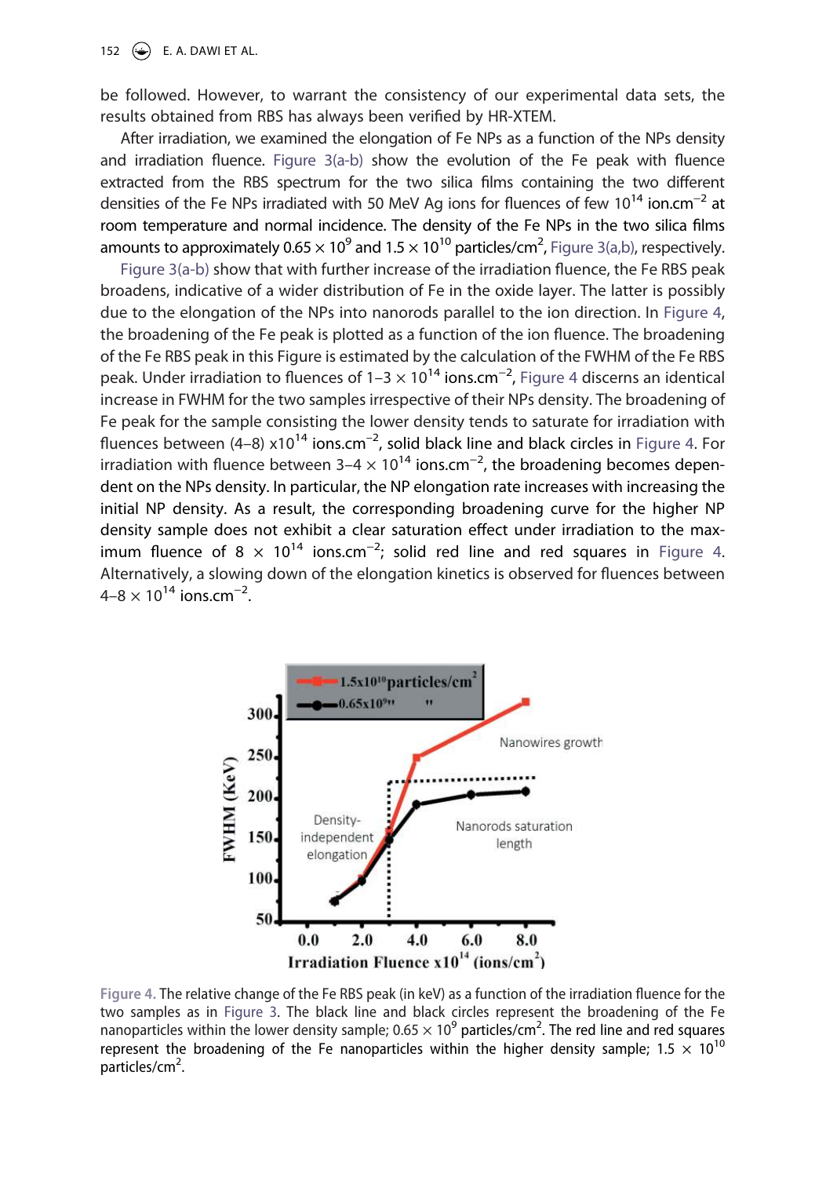be followed. However, to warrant the consistency of our experimental data sets, the results obtained from RBS has always been verified by HR-XTEM.

After irradiation, we examined the elongation of Fe NPs as a function of the NPs density and irradiation fluence. Figure 3(a-b) show the evolution of the Fe peak with fluence extracted from the RBS spectrum for the two silica films containing the two different densities of the Fe NPs irradiated with 50 MeV Ag ions for fluences of few $10^{14}$ ion.cm$^{-2}$ at room temperature and normal incidence. The density of the Fe NPs in the two silica films amounts to approximately $0.65 \times 10^{9}$ and $1.5 \times 10^{10}$ particles/cm$^{2}$, Figure 3(a,b), respectively.

Figure 3(a-b) show that with further increase of the irradiation fluence, the Fe RBS peak broadens, indicative of a wider distribution of Fe in the oxide layer. The latter is possibly due to the elongation of the NPs into nanorods parallel to the ion direction. In Figure 4, the broadening of the Fe peak is plotted as a function of the ion fluence. The broadening of the Fe RBS peak in this Figure is estimated by the calculation of the FWHM of the Fe RBS peak. Under irradiation to fluences of 1–3 $\times 10^{14}$ ions.cm$^{-2}$, Figure 4 discerns an identical increase in FWHM for the two samples irrespective of their NPs density. The broadening of Fe peak for the sample consisting the lower density tends to saturate for irradiation with fluences between (4–8) x$10^{14}$ ions.cm$^{-2}$, solid black line and black circles in Figure 4. For irradiation with fluence between 3–4 $\times 10^{14}$ ions.cm$^{-2}$, the broadening becomes dependent on the NPs density. In particular, the NP elongation rate increases with increasing the initial NP density. As a result, the corresponding broadening curve for the higher NP density sample does not exhibit a clear saturation effect under irradiation to the maximum fluence of 8 $\times 10^{14}$ ions.cm$^{-2}$; solid red line and red squares in Figure 4. Alternatively, a slowing down of the elongation kinetics is observed for fluences between 4–8 $\times 10^{14}$ ions.cm$^{-2}$.

Figure 4. The relative change of the Fe RBS peak (in keV) as a function of the irradiation fluence for the two samples as in Figure 3. The black line and black circles represent the broadening of the Fe nanoparticles within the lower density sample; $0.65 \times 10^{9}$ particles/cm$^{2}$. The red line and red squares represent the broadening of the Fe nanoparticles within the higher density sample; $1.5 \times 10^{10}$ particles/cm$^{2}$.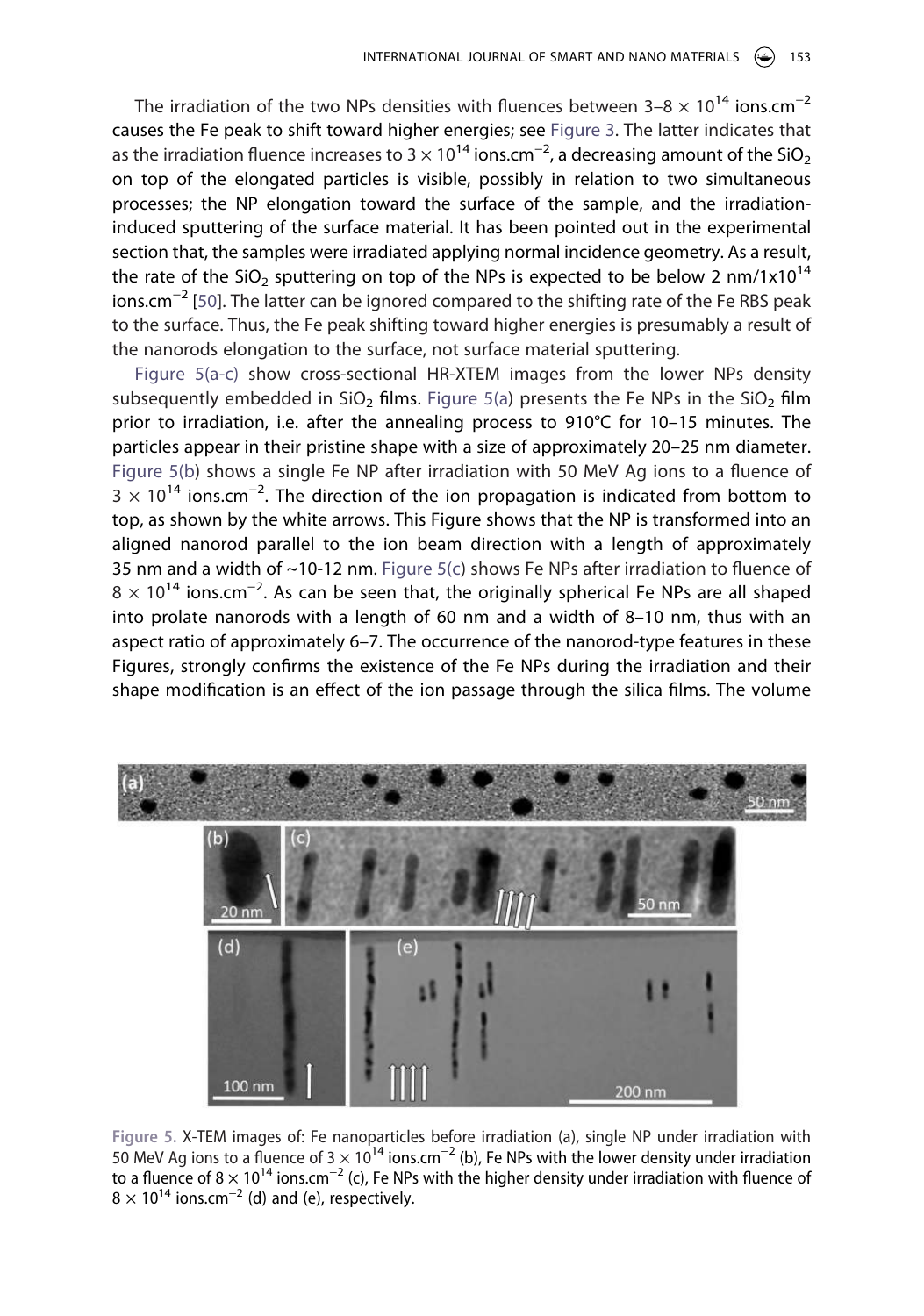The irradiation of the two NPs densities with fluences between 3–8 × $10^{14}$ ions.cm$^{-2}$ causes the Fe peak to shift toward higher energies; see Figure 3. The latter indicates that as the irradiation fluence increases to 3 × $10^{14}$ ions.cm$^{-2}$, a decreasing amount of the $SiO_2$ on top of the elongated particles is visible, possibly in relation to two simultaneous processes; the NP elongation toward the surface of the sample, and the irradiation-induced sputtering of the surface material. It has been pointed out in the experimental section that, the samples were irradiated applying normal incidence geometry. As a result, the rate of the $SiO_2$ sputtering on top of the NPs is expected to be below 2 nm/1x$10^{14}$ ions.cm$^{-2}$ [50]. The latter can be ignored compared to the shifting rate of the Fe RBS peak to the surface. Thus, the Fe peak shifting toward higher energies is presumably a result of the nanorods elongation to the surface, not surface material sputtering.

Figure 5(a-c) show cross-sectional HR-XTEM images from the lower NPs density subsequently embedded in $SiO_2$ films. Figure 5(a) presents the Fe NPs in the $SiO_2$ film prior to irradiation, i.e. after the annealing process to 910°C for 10–15 minutes. The particles appear in their pristine shape with a size of approximately 20–25 nm diameter. Figure 5(b) shows a single Fe NP after irradiation with 50 MeV Ag ions to a fluence of 3 × $10^{14}$ ions.cm$^{-2}$. The direction of the ion propagation is indicated from bottom to top, as shown by the white arrows. This Figure shows that the NP is transformed into an aligned nanorod parallel to the ion beam direction with a length of approximately 35 nm and a width of ~10-12 nm. Figure 5(c) shows Fe NPs after irradiation to fluence of 8 × $10^{14}$ ions.cm$^{-2}$. As can be seen that, the originally spherical Fe NPs are all shaped into prolate nanorods with a length of 60 nm and a width of 8–10 nm, thus with an aspect ratio of approximately 6–7. The occurrence of the nanorod-type features in these Figures, strongly confirms the existence of the Fe NPs during the irradiation and their shape modification is an effect of the ion passage through the silica films. The volume

Figure 5. X-TEM images of: Fe nanoparticles before irradiation (a), single NP under irradiation with 50 MeV Ag ions to a fluence of 3 × $10^{14}$ ions.cm$^{-2}$ (b), Fe NPs with the lower density under irradiation to a fluence of 8 × $10^{14}$ ions.cm$^{-2}$ (c), Fe NPs with the higher density under irradiation with fluence of 8 × $10^{14}$ ions.cm$^{-2}$ (d) and (e), respectively.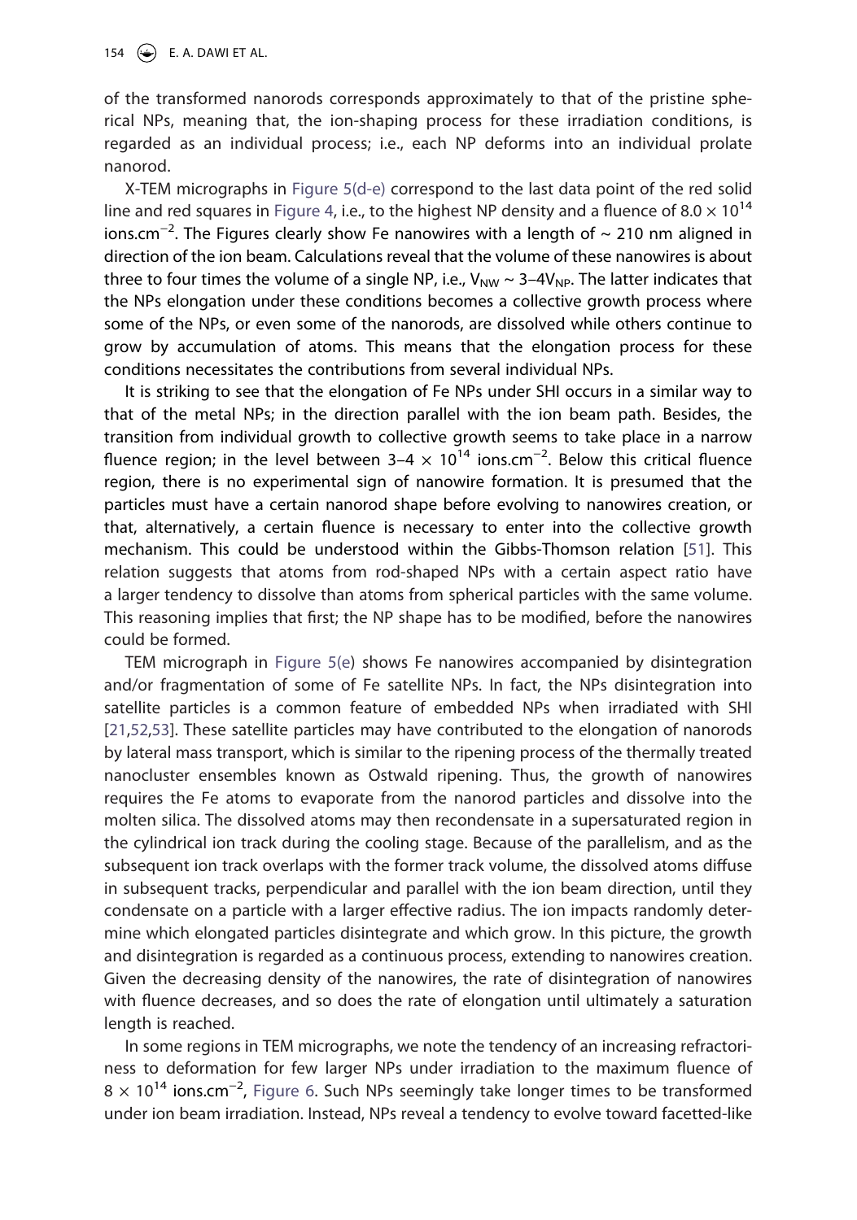of the transformed nanorods corresponds approximately to that of the pristine spherical NPs, meaning that, the ion-shaping process for these irradiation conditions, is regarded as an individual process; i.e., each NP deforms into an individual prolate nanorod.

X-TEM micrographs in Figure 5(d-e) correspond to the last data point of the red solid line and red squares in Figure 4, i.e., to the highest NP density and a fluence of $8.0 \times 10^{14}$ ions.cm$^{-2}$. The Figures clearly show Fe nanowires with a length of ~ 210 nm aligned in direction of the ion beam. Calculations reveal that the volume of these nanowires is about three to four times the volume of a single NP, i.e., $V_{NW} \sim 3–4V_{NP}$. The latter indicates that the NPs elongation under these conditions becomes a collective growth process where some of the NPs, or even some of the nanorods, are dissolved while others continue to grow by accumulation of atoms. This means that the elongation process for these conditions necessitates the contributions from several individual NPs.

It is striking to see that the elongation of Fe NPs under SHI occurs in a similar way to that of the metal NPs; in the direction parallel with the ion beam path. Besides, the transition from individual growth to collective growth seems to take place in a narrow fluence region; in the level between $3–4 \times 10^{14}$ ions.cm$^{-2}$. Below this critical fluence region, there is no experimental sign of nanowire formation. It is presumed that the particles must have a certain nanorod shape before evolving to nanowires creation, or that, alternatively, a certain fluence is necessary to enter into the collective growth mechanism. This could be understood within the Gibbs-Thomson relation [51]. This relation suggests that atoms from rod-shaped NPs with a certain aspect ratio have a larger tendency to dissolve than atoms from spherical particles with the same volume. This reasoning implies that first; the NP shape has to be modified, before the nanowires could be formed.

TEM micrograph in Figure 5(e) shows Fe nanowires accompanied by disintegration and/or fragmentation of some of Fe satellite NPs. In fact, the NPs disintegration into satellite particles is a common feature of embedded NPs when irradiated with SHI [21,52,53]. These satellite particles may have contributed to the elongation of nanorods by lateral mass transport, which is similar to the ripening process of the thermally treated nanocluster ensembles known as Ostwald ripening. Thus, the growth of nanowires requires the Fe atoms to evaporate from the nanorod particles and dissolve into the molten silica. The dissolved atoms may then recondensate in a supersaturated region in the cylindrical ion track during the cooling stage. Because of the parallelism, and as the subsequent ion track overlaps with the former track volume, the dissolved atoms diffuse in subsequent tracks, perpendicular and parallel with the ion beam direction, until they condensate on a particle with a larger effective radius. The ion impacts randomly determine which elongated particles disintegrate and which grow. In this picture, the growth and disintegration is regarded as a continuous process, extending to nanowires creation. Given the decreasing density of the nanowires, the rate of disintegration of nanowires with fluence decreases, and so does the rate of elongation until ultimately a saturation length is reached.

In some regions in TEM micrographs, we note the tendency of an increasing refractoriness to deformation for few larger NPs under irradiation to the maximum fluence of $8 \times 10^{14}$ ions.cm$^{-2}$, Figure 6. Such NPs seemingly take longer times to be transformed under ion beam irradiation. Instead, NPs reveal a tendency to evolve toward facetted-like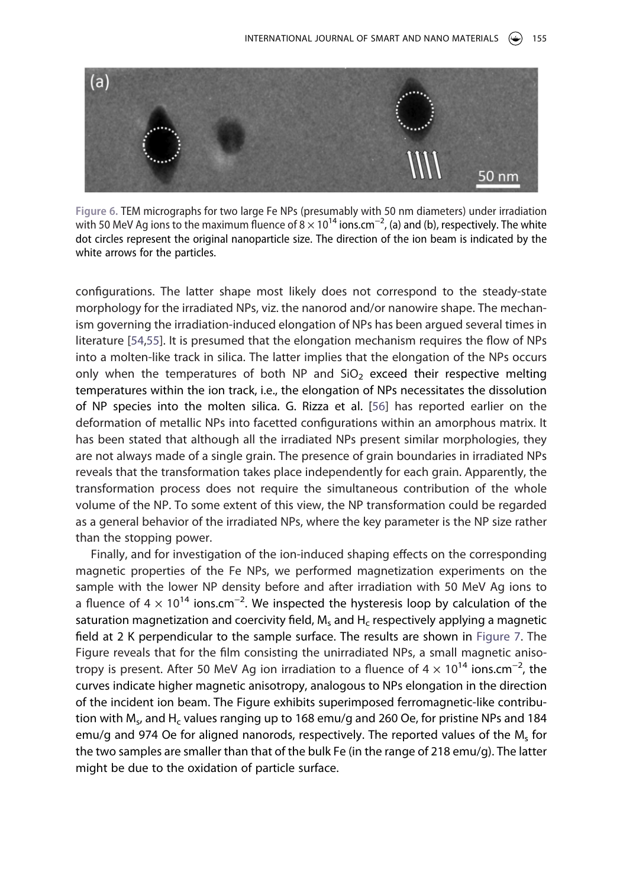Figure 6. TEM micrographs for two large Fe NPs (presumably with 50 nm diameters) under irradiation with 50 MeV Ag ions to the maximum fluence of $8 \times 10^{14}$ ions.cm$^{-2}$, (a) and (b), respectively. The white dot circles represent the original nanoparticle size. The direction of the ion beam is indicated by the white arrows for the particles.

configurations. The latter shape most likely does not correspond to the steady-state morphology for the irradiated NPs, viz. the nanorod and/or nanowire shape. The mechanism governing the irradiation-induced elongation of NPs has been argued several times in literature [54,55]. It is presumed that the elongation mechanism requires the flow of NPs into a molten-like track in silica. The latter implies that the elongation of the NPs occurs only when the temperatures of both NP and $SiO_2$ exceed their respective melting temperatures within the ion track, i.e., the elongation of NPs necessitates the dissolution of NP species into the molten silica. G. Rizza et al. [56] has reported earlier on the deformation of metallic NPs into facetted configurations within an amorphous matrix. It has been stated that although all the irradiated NPs present similar morphologies, they are not always made of a single grain. The presence of grain boundaries in irradiated NPs reveals that the transformation takes place independently for each grain. Apparently, the transformation process does not require the simultaneous contribution of the whole volume of the NP. To some extent of this view, the NP transformation could be regarded as a general behavior of the irradiated NPs, where the key parameter is the NP size rather than the stopping power.

Finally, and for investigation of the ion-induced shaping effects on the corresponding magnetic properties of the Fe NPs, we performed magnetization experiments on the sample with the lower NP density before and after irradiation with 50 MeV Ag ions to a fluence of $4 \times 10^{14}$ ions.cm$^{-2}$. We inspected the hysteresis loop by calculation of the saturation magnetization and coercivity field, $M_s$ and $H_c$ respectively applying a magnetic field at 2 K perpendicular to the sample surface. The results are shown in Figure 7. The Figure reveals that for the film consisting the unirradiated NPs, a small magnetic anisotropy is present. After 50 MeV Ag ion irradiation to a fluence of $4 \times 10^{14}$ ions.cm$^{-2}$, the curves indicate higher magnetic anisotropy, analogous to NPs elongation in the direction of the incident ion beam. The Figure exhibits superimposed ferromagnetic-like contribution with $M_s$, and $H_c$ values ranging up to 168 emu/g and 260 Oe, for pristine NPs and 184 emu/g and 974 Oe for aligned nanorods, respectively. The reported values of the $M_s$ for the two samples are smaller than that of the bulk Fe (in the range of 218 emu/g). The latter might be due to the oxidation of particle surface.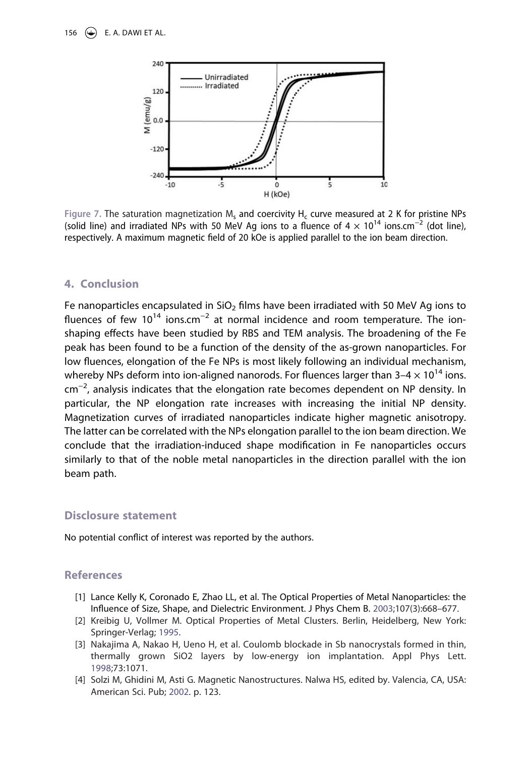Figure 7. The saturation magnetization $M_s$ and coercivity $H_c$ curve measured at 2 K for pristine NPs (solid line) and irradiated NPs with 50 MeV Ag ions to a fluence of $4 \times 10^{14}$ ions.cm$^{-2}$ (dot line), respectively. A maximum magnetic field of 20 kOe is applied parallel to the ion beam direction.

## 4. Conclusion

Fe nanoparticles encapsulated in $SiO_2$ films have been irradiated with 50 MeV Ag ions to fluences of few $10^{14}$ ions.cm$^{-2}$ at normal incidence and room temperature. The ion-shaping effects have been studied by RBS and TEM analysis. The broadening of the Fe peak has been found to be a function of the density of the as-grown nanoparticles. For low fluences, elongation of the Fe NPs is most likely following an individual mechanism, whereby NPs deform into ion-aligned nanorods. For fluences larger than 3–4 $\times 10^{14}$ ions. cm$^{-2}$, analysis indicates that the elongation rate becomes dependent on NP density. In particular, the NP elongation rate increases with increasing the initial NP density. Magnetization curves of irradiated nanoparticles indicate higher magnetic anisotropy. The latter can be correlated with the NPs elongation parallel to the ion beam direction. We conclude that the irradiation-induced shape modification in Fe nanoparticles occurs similarly to that of the noble metal nanoparticles in the direction parallel with the ion beam path.

## Disclosure statement

No potential conflict of interest was reported by the authors.

## References

[1] Lance Kelly K, Coronado E, Zhao LL, et al. The Optical Properties of Metal Nanoparticles: the Influence of Size, Shape, and Dielectric Environment. J Phys Chem B. 2003;107(3):668–677.

[2] Kreibig U, Vollmer M. Optical Properties of Metal Clusters. Berlin, Heidelberg, New York: Springer-Verlag; 1995.

[3] Nakajima A, Nakao H, Ueno H, et al. Coulomb blockade in Sb nanocrystals formed in thin, thermally grown SiO2 layers by low-energy ion implantation. Appl Phys Lett. 1998;73:1071.

[4] Solzi M, Ghidini M, Asti G. Magnetic Nanostructures. Nalwa HS, edited by. Valencia, CA, USA: American Sci. Pub; 2002. p. 123.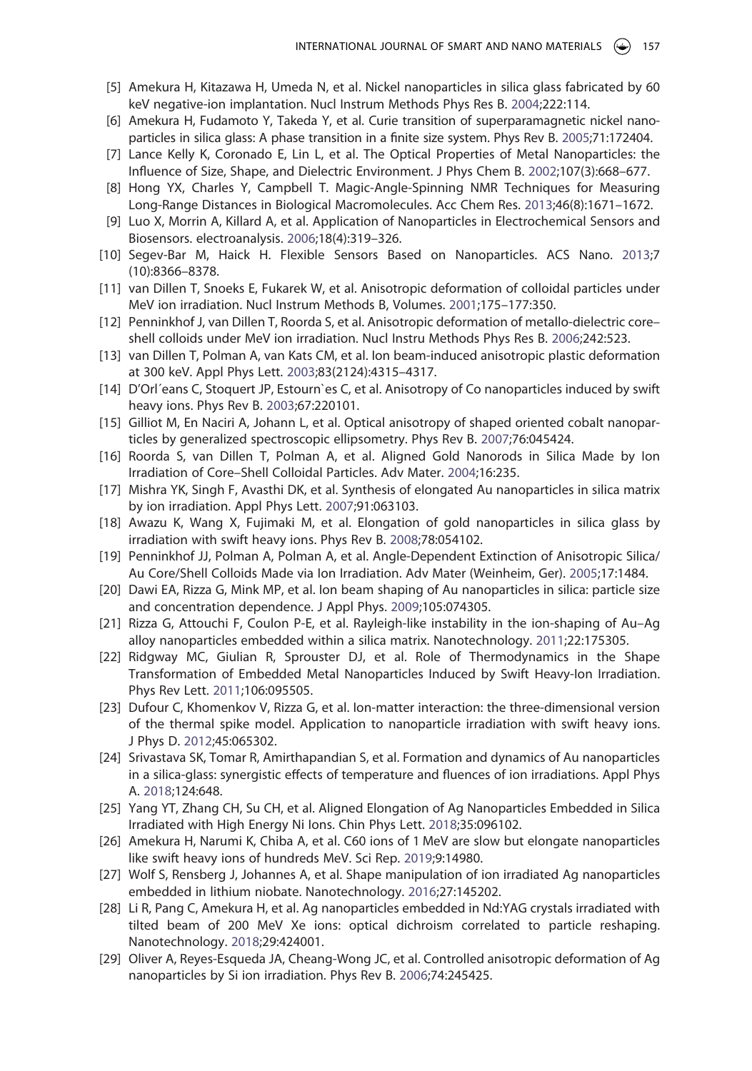[5] Amekura H, Kitazawa H, Umeda N, et al. Nickel nanoparticles in silica glass fabricated by 60 keV negative-ion implantation. Nucl Instrum Methods Phys Res B. 2004;222:114.

[6] Amekura H, Fudamoto Y, Takeda Y, et al. Curie transition of superparamagnetic nickel nanoparticles in silica glass: A phase transition in a finite size system. Phys Rev B. 2005;71:172404.

[7] Lance Kelly K, Coronado E, Lin L, et al. The Optical Properties of Metal Nanoparticles: the Influence of Size, Shape, and Dielectric Environment. J Phys Chem B. 2002;107(3):668–677.

[8] Hong YX, Charles Y, Campbell T. Magic-Angle-Spinning NMR Techniques for Measuring Long-Range Distances in Biological Macromolecules. Acc Chem Res. 2013;46(8):1671–1672.

[9] Luo X, Morrin A, Killard A, et al. Application of Nanoparticles in Electrochemical Sensors and Biosensors. electroanalysis. 2006;18(4):319–326.

[10] Segev-Bar M, Haick H. Flexible Sensors Based on Nanoparticles. ACS Nano. 2013;7 (10):8366–8378.

[11] van Dillen T, Snoeks E, Fukarek W, et al. Anisotropic deformation of colloidal particles under MeV ion irradiation. Nucl Instrum Methods B, Volumes. 2001;175–177:350.

[12] Penninkhof J, van Dillen T, Roorda S, et al. Anisotropic deformation of metallo-dielectric core–shell colloids under MeV ion irradiation. Nucl Instru Methods Phys Res B. 2006;242:523.

[13] van Dillen T, Polman A, van Kats CM, et al. Ion beam-induced anisotropic plastic deformation at 300 keV. Appl Phys Lett. 2003;83(2124):4315–4317.

[14] D'Orl´eans C, Stoquert JP, Estourn`es C, et al. Anisotropy of Co nanoparticles induced by swift heavy ions. Phys Rev B. 2003;67:220101.

[15] Gilliot M, En Naciri A, Johann L, et al. Optical anisotropy of shaped oriented cobalt nanoparticles by generalized spectroscopic ellipsometry. Phys Rev B. 2007;76:045424.

[16] Roorda S, van Dillen T, Polman A, et al. Aligned Gold Nanorods in Silica Made by Ion Irradiation of Core–Shell Colloidal Particles. Adv Mater. 2004;16:235.

[17] Mishra YK, Singh F, Avasthi DK, et al. Synthesis of elongated Au nanoparticles in silica matrix by ion irradiation. Appl Phys Lett. 2007;91:063103.

[18] Awazu K, Wang X, Fujimaki M, et al. Elongation of gold nanoparticles in silica glass by irradiation with swift heavy ions. Phys Rev B. 2008;78:054102.

[19] Penninkhof JJ, Polman A, Polman A, et al. Angle-Dependent Extinction of Anisotropic Silica/Au Core/Shell Colloids Made via Ion Irradiation. Adv Mater (Weinheim, Ger). 2005;17:1484.

[20] Dawi EA, Rizza G, Mink MP, et al. Ion beam shaping of Au nanoparticles in silica: particle size and concentration dependence. J Appl Phys. 2009;105:074305.

[21] Rizza G, Attouchi F, Coulon P-E, et al. Rayleigh-like instability in the ion-shaping of Au–Ag alloy nanoparticles embedded within a silica matrix. Nanotechnology. 2011;22:175305.

[22] Ridgway MC, Giulian R, Sprouster DJ, et al. Role of Thermodynamics in the Shape Transformation of Embedded Metal Nanoparticles Induced by Swift Heavy-Ion Irradiation. Phys Rev Lett. 2011;106:095505.

[23] Dufour C, Khomenkov V, Rizza G, et al. Ion-matter interaction: the three-dimensional version of the thermal spike model. Application to nanoparticle irradiation with swift heavy ions. J Phys D. 2012;45:065302.

[24] Srivastava SK, Tomar R, Amirthapandian S, et al. Formation and dynamics of Au nanoparticles in a silica-glass: synergistic effects of temperature and fluences of ion irradiations. Appl Phys A. 2018;124:648.

[25] Yang YT, Zhang CH, Su CH, et al. Aligned Elongation of Ag Nanoparticles Embedded in Silica Irradiated with High Energy Ni Ions. Chin Phys Lett. 2018;35:096102.

[26] Amekura H, Narumi K, Chiba A, et al. C60 ions of 1 MeV are slow but elongate nanoparticles like swift heavy ions of hundreds MeV. Sci Rep. 2019;9:14980.

[27] Wolf S, Rensberg J, Johannes A, et al. Shape manipulation of ion irradiated Ag nanoparticles embedded in lithium niobate. Nanotechnology. 2016;27:145202.

[28] Li R, Pang C, Amekura H, et al. Ag nanoparticles embedded in Nd:YAG crystals irradiated with tilted beam of 200 MeV Xe ions: optical dichroism correlated to particle reshaping. Nanotechnology. 2018;29:424001.

[29] Oliver A, Reyes-Esqueda JA, Cheang-Wong JC, et al. Controlled anisotropic deformation of Ag nanoparticles by Si ion irradiation. Phys Rev B. 2006;74:245425.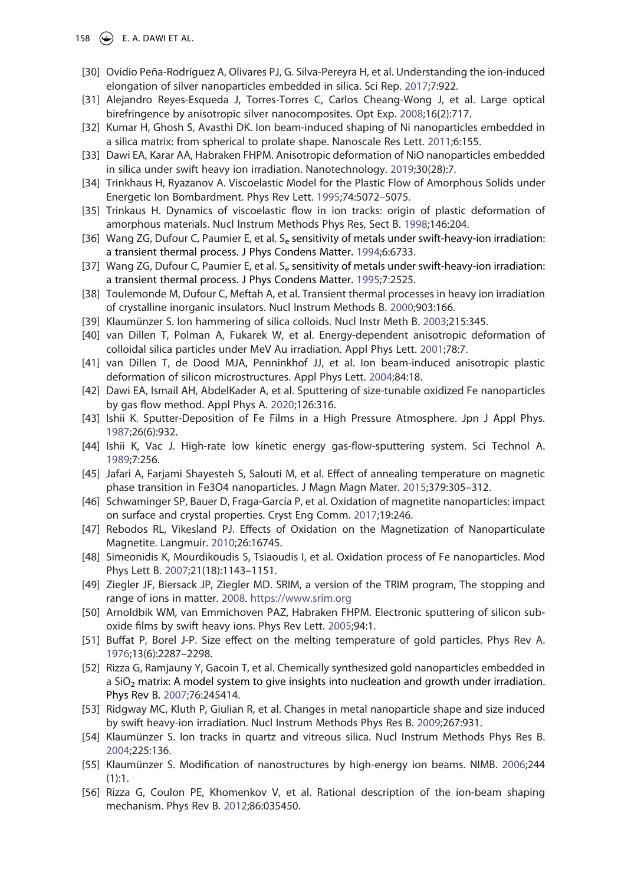[30] Ovidio Peña-Rodríguez A, Olivares PJ, G. Silva-Pereyra H, et al. Understanding the ion-induced elongation of silver nanoparticles embedded in silica. Sci Rep. 2017;7:922.

[31] Alejandro Reyes-Esqueda J, Torres-Torres C, Carlos Cheang-Wong J, et al. Large optical birefringence by anisotropic silver nanocomposites. Opt Exp. 2008;16(2):717.

[32] Kumar H, Ghosh S, Avasthi DK. Ion beam-induced shaping of Ni nanoparticles embedded in a silica matrix: from spherical to prolate shape. Nanoscale Res Lett. 2011;6:155.

[33] Dawi EA, Karar AA, Habraken FHPM. Anisotropic deformation of NiO nanoparticles embedded in silica under swift heavy ion irradiation. Nanotechnology. 2019;30(28):7.

[34] Trinkhaus H, Ryazanov A. Viscoelastic Model for the Plastic Flow of Amorphous Solids under Energetic Ion Bombardment. Phys Rev Lett. 1995;74:5072–5075.

[35] Trinkaus H. Dynamics of viscoelastic flow in ion tracks: origin of plastic deformation of amorphous materials. Nucl Instrum Methods Phys Res, Sect B. 1998;146:204.

[36] Wang ZG, Dufour C, Paumier E, et al. $S_e$ sensitivity of metals under swift-heavy-ion irradiation: a transient thermal process. J Phys Condens Matter. 1994;6:6733.

[37] Wang ZG, Dufour C, Paumier E, et al. $S_e$ sensitivity of metals under swift-heavy-ion irradiation: a transient thermal process. J Phys Condens Matter. 1995;7:2525.

[38] Toulemonde M, Dufour C, Meftah A, et al. Transient thermal processes in heavy ion irradiation of crystalline inorganic insulators. Nucl Instrum Methods B. 2000;903:166.

[39] Klaumünzer S. Ion hammering of silica colloids. Nucl Instr Meth B. 2003;215:345.

[40] van Dillen T, Polman A, Fukarek W, et al. Energy-dependent anisotropic deformation of colloidal silica particles under MeV Au irradiation. Appl Phys Lett. 2001;78:7.

[41] van Dillen T, de Dood MJA, Penninkhof JJ, et al. Ion beam-induced anisotropic plastic deformation of silicon microstructures. Appl Phys Lett. 2004;84:18.

[42] Dawi EA, Ismail AH, AbdelKader A, et al. Sputtering of size-tunable oxidized Fe nanoparticles by gas flow method. Appl Phys A. 2020;126:316.

[43] Ishii K. Sputter-Deposition of Fe Films in a High Pressure Atmosphere. Jpn J Appl Phys. 1987;26(6):932.

[44] Ishii K, Vac J. High-rate low kinetic energy gas-flow-sputtering system. Sci Technol A. 1989;7:256.

[45] Jafari A, Farjami Shayesteh S, Salouti M, et al. Effect of annealing temperature on magnetic phase transition in Fe3O4 nanoparticles. J Magn Magn Mater. 2015;379:305–312.

[46] Schwaminger SP, Bauer D, Fraga-García P, et al. Oxidation of magnetite nanoparticles: impact on surface and crystal properties. Cryst Eng Comm. 2017;19:246.

[47] Rebodos RL, Vikesland PJ. Effects of Oxidation on the Magnetization of Nanoparticulate Magnetite. Langmuir. 2010;26:16745.

[48] Simeonidis K, Mourdikoudis S, Tsiaoudis I, et al. Oxidation process of Fe nanoparticles. Mod Phys Lett B. 2007;21(18):1143–1151.

[49] Ziegler JF, Biersack JP, Ziegler MD. SRIM, a version of the TRIM program, The stopping and range of ions in matter. 2008. https://www.srim.org

[50] Arnoldbik WM, van Emmichoven PAZ, Habraken FHPM. Electronic sputtering of silicon suboxide films by swift heavy ions. Phys Rev Lett. 2005;94:1.

[51] Buffat P, Borel J-P. Size effect on the melting temperature of gold particles. Phys Rev A. 1976;13(6):2287–2298.

[52] Rizza G, Ramjauny Y, Gacoin T, et al. Chemically synthesized gold nanoparticles embedded in a $SiO_2$ matrix: A model system to give insights into nucleation and growth under irradiation. Phys Rev B. 2007;76:245414.

[53] Ridgway MC, Kluth P, Giulian R, et al. Changes in metal nanoparticle shape and size induced by swift heavy-ion irradiation. Nucl Instrum Methods Phys Res B. 2009;267:931.

[54] Klaumünzer S. Ion tracks in quartz and vitreous silica. Nucl Instrum Methods Phys Res B. 2004;225:136.

[55] Klaumünzer S. Modification of nanostructures by high-energy ion beams. NIMB. 2006;244 (1):1.

[56] Rizza G, Coulon PE, Khomenkov V, et al. Rational description of the ion-beam shaping mechanism. Phys Rev B. 2012;86:035450.